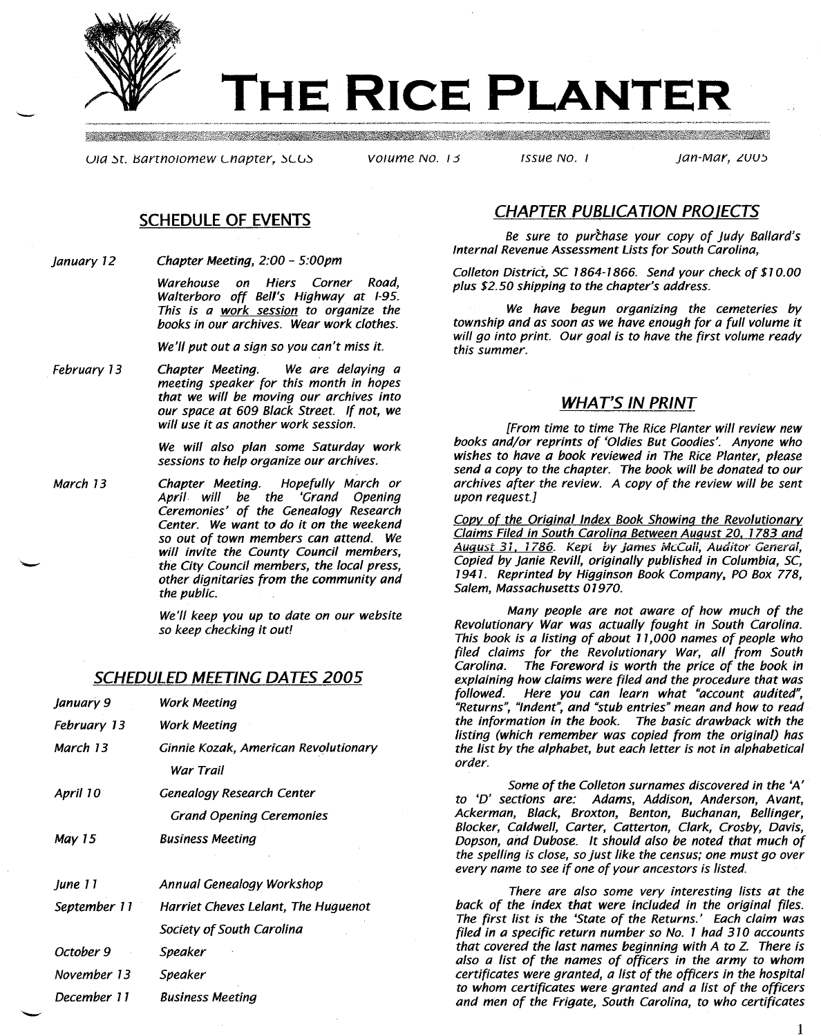# THE RICE PLANTER

Old St. Bartholomew Chapter, SCGS — Volume No. 13 — Issue No. 1 — Jan-Mar, 2005

## SCHEDULE OF EVENTS

*January 12* — *Chapter Meeting, 2:00 – 5:00pm*

*Warehouse on Hiers Corner Road, Walterboro off Bell's Highway at I-95. This is a work session to organize the books in our archives. Wear work clothes.*

*We'll put out a sign so you can't miss it.*

*February 13* — *Chapter Meeting. We are delaying a meeting speaker for this month in hopes that we will be moving our archives into our space at 609 Black Street. If not, we will use it as another work session.*

*We will also plan some Saturday work sessions to help organize our archives.*

*March 13* — *Chapter Meeting. Hopefully March or April will be the 'Grand Opening Ceremonies' of the Genealogy Research Center. We want to do it on the weekend so out of town members can attend. We will invite the County Council members, the City Council members, the local press, other dignitaries from the community and the public.*

*We'll keep you up to date on our website so keep checking it out!*

## SCHEDULED MEETING DATES 2005

| | |
|---|---|
| *January 9* | *Work Meeting* |
| *February 13* | *Work Meeting* |
| *March 13* | *Ginnie Kozak, American Revolutionary War Trail* |
| *April 10* | *Genealogy Research Center Grand Opening Ceremonies* |
| *May 15* | *Business Meeting* |
| *June 11* | *Annual Genealogy Workshop* |
| *September 11* | *Harriet Cheves Lelant, The Huguenot Society of South Carolina* |
| *October 9* | *Speaker* |
| *November 13* | *Speaker* |
| *December 11* | *Business Meeting* |

## CHAPTER PUBLICATION PROJECTS

*Be sure to purchase your copy of Judy Ballard's Internal Revenue Assessment Lists for South Carolina,*

*Colleton District, SC 1864-1866. Send your check of $10.00 plus $2.50 shipping to the chapter's address.*

*We have begun organizing the cemeteries by township and as soon as we have enough for a full volume it will go into print. Our goal is to have the first volume ready this summer.*

## WHAT'S IN PRINT

*[From time to time The Rice Planter will review new books and/or reprints of 'Oldies But Goodies'. Anyone who wishes to have a book reviewed in The Rice Planter, please send a copy to the chapter. The book will be donated to our archives after the review. A copy of the review will be sent upon request.]*

*Copy of the Original Index Book Showing the Revolutionary Claims Filed in South Carolina Between August 20, 1783 and August 31, 1786. Kept by James McCall, Auditor General, Copied by Janie Revill, originally published in Columbia, SC, 1941. Reprinted by Higginson Book Company, PO Box 778, Salem, Massachusetts 01970.*

*Many people are not aware of how much of the Revolutionary War was actually fought in South Carolina. This book is a listing of about 11,000 names of people who filed claims for the Revolutionary War, all from South Carolina. The Foreword is worth the price of the book in explaining how claims were filed and the procedure that was followed. Here you can learn what "account audited", "Returns", "Indent", and "stub entries" mean and how to read the information in the book. The basic drawback with the listing (which remember was copied from the original) has the list by the alphabet, but each letter is not in alphabetical order.*

*Some of the Colleton surnames discovered in the 'A' to 'D' sections are: Adams, Addison, Anderson, Avant, Ackerman, Black, Broxton, Benton, Buchanan, Bellinger, Blocker, Caldwell, Carter, Catterton, Clark, Crosby, Davis, Dopson, and Dubose. It should also be noted that much of the spelling is close, so just like the census; one must go over every name to see if one of your ancestors is listed.*

*There are also some very interesting lists at the back of the index that were included in the original files. The first list is the 'State of the Returns.' Each claim was filed in a specific return number so No. 1 had 310 accounts that covered the last names beginning with A to Z. There is also a list of the names of officers in the army to whom certificates were granted, a list of the officers in the hospital to whom certificates were granted and a list of the officers and men of the Frigate, South Carolina, to who certificates*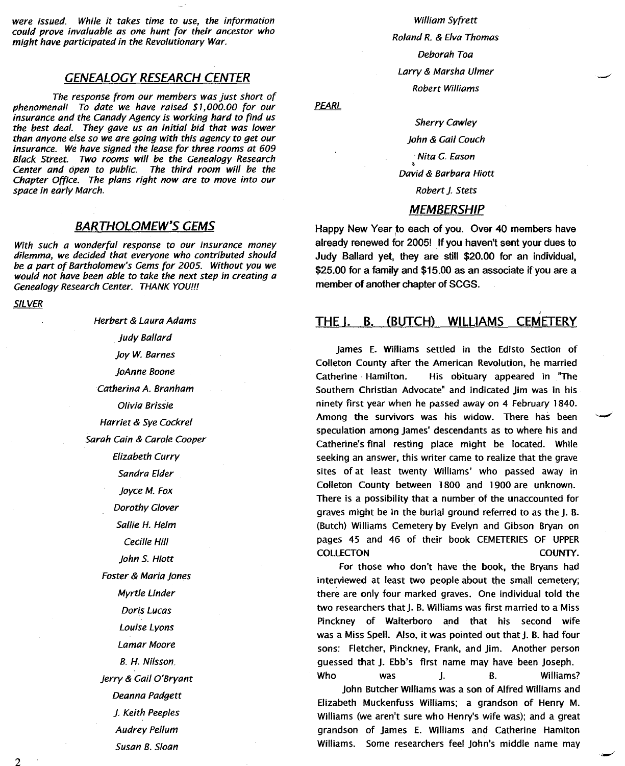*were issued. While it takes time to use, the information could prove invaluable as one hunt for their ancestor who might have participated in the Revolutionary War.*

## GENEALOGY RESEARCH CENTER

*The response from our members was just short of phenomenal! To date we have raised $1,000.00 for our insurance and the Canady Agency is working hard to find us the best deal. They gave us an initial bid that was lower than anyone else so we are going with this agency to get our insurance. We have signed the lease for three rooms at 609 Black Street. Two rooms will be the Genealogy Research Center and open to public. The third room will be the Chapter Office. The plans right now are to move into our space in early March.*

## BARTHOLOMEW'S GEMS

*With such a wonderful response to our insurance money dilemma, we decided that everyone who contributed should be a part of Bartholomew's Gems for 2005. Without you we would not have been able to take the next step in creating a Genealogy Research Center. THANK YOU!!!*

*SILVER*

*Herbert & Laura Adams*
*Judy Ballard*
*Joy W. Barnes*
*JoAnne Boone*
*Catherina A. Branham*
*Olivia Brissie*
*Harriet & Sye Cockrel*
*Sarah Cain & Carole Cooper*
*Elizabeth Curry*
*Sandra Elder*
*Joyce M. Fox*
*Dorothy Glover*
*Sallie H. Helm*
*Cecille Hill*
*John S. Hiott*
*Foster & Maria Jones*
*Myrtle Linder*
*Doris Lucas*
*Louise Lyons*
*Lamar Moore*
*B. H. Nilsson*
*Jerry & Gail O'Bryant*
*Deanna Padgett*
*J. Keith Peeples*
*Audrey Pellum*
*Susan B. Sloan*
*William Syfrett*
*Roland R. & Elva Thomas*
*Deborah Toa*
*Larry & Marsha Ulmer*
*Robert Williams*

*PEARL*

*Sherry Cawley*
*John & Gail Couch*
*Nita G. Eason*
*David & Barbara Hiott*
*Robert J. Stets*

## MEMBERSHIP

Happy New Year to each of you. Over 40 members have already renewed for 2005! If you haven't sent your dues to Judy Ballard yet, they are still $20.00 for an individual, $25.00 for a family and $15.00 as an associate if you are a member of another chapter of SCGS.

## THE J. B. (BUTCH) WILLIAMS CEMETERY

James E. Williams settled in the Edisto Section of Colleton County after the American Revolution, he married Catherine Hamilton. His obituary appeared in "The Southern Christian Advocate" and indicated Jim was in his ninety first year when he passed away on 4 February 1840. Among the survivors was his widow. There has been speculation among James' descendants as to where his and Catherine's final resting place might be located. While seeking an answer, this writer came to realize that the grave sites of at least twenty Williams' who passed away in Colleton County between 1800 and 1900 are unknown. There is a possibility that a number of the unaccounted for graves might be in the burial ground referred to as the J. B. (Butch) Williams Cemetery by Evelyn and Gibson Bryan on pages 45 and 46 of their book CEMETERIES OF UPPER COLLECTON COUNTY.

For those who don't have the book, the Bryans had interviewed at least two people about the small cemetery; there are only four marked graves. One individual told the two researchers that J. B. Williams was first married to a Miss Pinckney of Walterboro and that his second wife was a Miss Spell. Also, it was pointed out that J. B. had four sons: Fletcher, Pinckney, Frank, and Jim. Another person guessed that J. Ebb's first name may have been Joseph. Who was J. B. Williams?

John Butcher Williams was a son of Alfred Williams and Elizabeth Muckenfuss Williams; a grandson of Henry M. Williams (we aren't sure who Henry's wife was); and a great grandson of James E. Williams and Catherine Hamiton Williams. Some researchers feel John's middle name may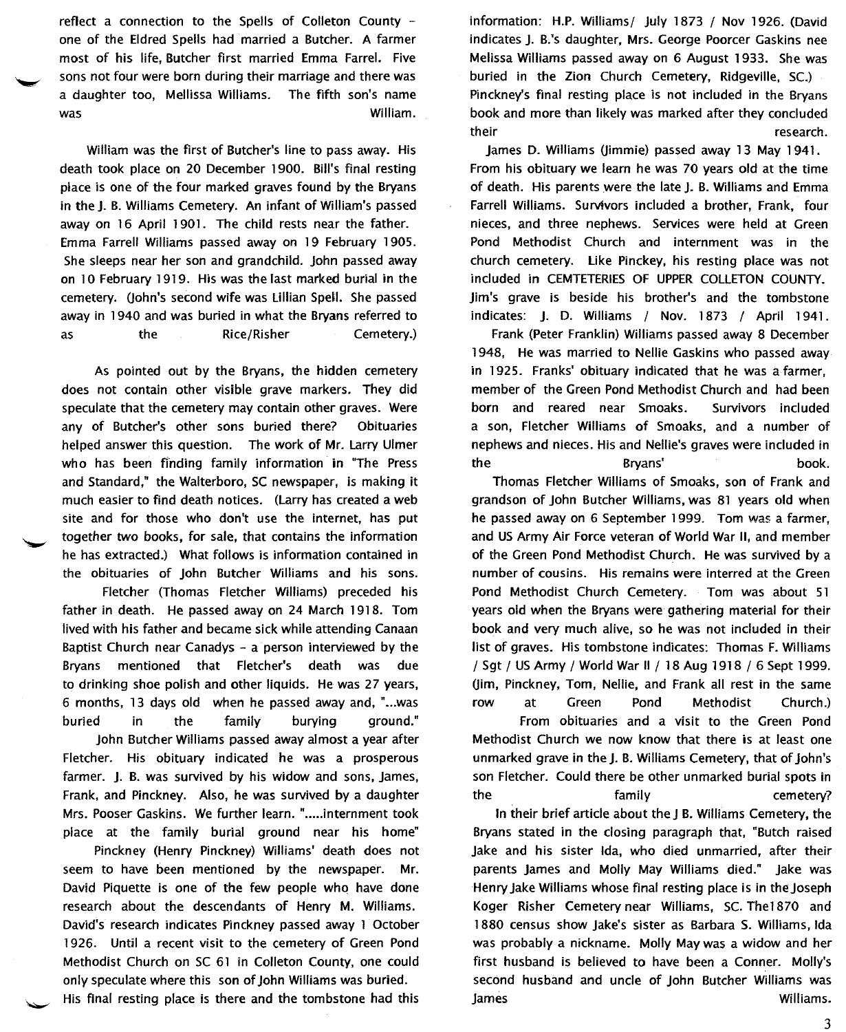reflect a connection to the Spells of Colleton County – one of the Eldred Spells had married a Butcher. A farmer most of his life, Butcher first married Emma Farrel. Five sons not four were born during their marriage and there was a daughter too, Mellissa Williams. The fifth son's name was William.

William was the first of Butcher's line to pass away. His death took place on 20 December 1900. Bill's final resting place is one of the four marked graves found by the Bryans in the J. B. Williams Cemetery. An infant of William's passed away on 16 April 1901. The child rests near the father. Emma Farrell Williams passed away on 19 February 1905. She sleeps near her son and grandchild. John passed away on 10 February 1919. His was the last marked burial in the cemetery. (John's second wife was Lillian Spell. She passed away in 1940 and was buried in what the Bryans referred to as the Rice/Risher Cemetery.)

As pointed out by the Bryans, the hidden cemetery does not contain other visible grave markers. They did speculate that the cemetery may contain other graves. Were any of Butcher's other sons buried there? Obituaries helped answer this question. The work of Mr. Larry Ulmer who has been finding family information in "The Press and Standard," the Walterboro, SC newspaper, is making it much easier to find death notices. (Larry has created a web site and for those who don't use the internet, has put together two books, for sale, that contains the information he has extracted.) What follows is information contained in the obituaries of John Butcher Williams and his sons.

Fletcher (Thomas Fletcher Williams) preceded his father in death. He passed away on 24 March 1918. Tom lived with his father and became sick while attending Canaan Baptist Church near Canadys – a person interviewed by the Bryans mentioned that Fletcher's death was due to drinking shoe polish and other liquids. He was 27 years, 6 months, 13 days old when he passed away and, "...was buried in the family burying ground."

John Butcher Williams passed away almost a year after Fletcher. His obituary indicated he was a prosperous farmer. J. B. was survived by his widow and sons, James, Frank, and Pinckney. Also, he was survived by a daughter Mrs. Pooser Gaskins. We further learn. ".....internment took place at the family burial ground near his home"

Pinckney (Henry Pinckney) Williams' death does not seem to have been mentioned by the newspaper. Mr. David Piquette is one of the few people who have done research about the descendants of Henry M. Williams. David's research indicates Pinckney passed away 1 October 1926. Until a recent visit to the cemetery of Green Pond Methodist Church on SC 61 in Colleton County, one could only speculate where this son of John Williams was buried. His final resting place is there and the tombstone had this information: H.P. Williams/ July 1873 / Nov 1926. (David indicates J. B.'s daughter, Mrs. George Poorcer Gaskins nee Melissa Williams passed away on 6 August 1933. She was buried in the Zion Church Cemetery, Ridgeville, SC.) Pinckney's final resting place is not included in the Bryans book and more than likely was marked after they concluded their research.

James D. Williams (Jimmie) passed away 13 May 1941. From his obituary we learn he was 70 years old at the time of death. His parents were the late J. B. Williams and Emma Farrell Williams. Survivors included a brother, Frank, four nieces, and three nephews. Services were held at Green Pond Methodist Church and internment was in the church cemetery. Like Pinckey, his resting place was not included in CEMTETERIES OF UPPER COLLETON COUNTY. Jim's grave is beside his brother's and the tombstone indicates: J. D. Williams / Nov. 1873 / April 1941.

Frank (Peter Franklin) Williams passed away 8 December 1948, He was married to Nellie Gaskins who passed away in 1925. Franks' obituary indicated that he was a farmer, member of the Green Pond Methodist Church and had been born and reared near Smoaks. Survivors included a son, Fletcher Williams of Smoaks, and a number of nephews and nieces. His and Nellie's graves were included in the Bryans' book.

Thomas Fletcher Williams of Smoaks, son of Frank and grandson of John Butcher Williams, was 81 years old when he passed away on 6 September 1999. Tom was a farmer, and US Army Air Force veteran of World War II, and member of the Green Pond Methodist Church. He was survived by a number of cousins. His remains were interred at the Green Pond Methodist Church Cemetery. Tom was about 51 years old when the Bryans were gathering material for their book and very much alive, so he was not included in their list of graves. His tombstone indicates: Thomas F. Williams / Sgt / US Army / World War II / 18 Aug 1918 / 6 Sept 1999. (Jim, Pinckney, Tom, Nellie, and Frank all rest in the same row at Green Pond Methodist Church.)

From obituaries and a visit to the Green Pond Methodist Church we now know that there is at least one unmarked grave in the J. B. Williams Cemetery, that of John's son Fletcher. Could there be other unmarked burial spots in the family cemetery?

In their brief article about the J B. Williams Cemetery, the Bryans stated in the closing paragraph that, "Butch raised Jake and his sister Ida, who died unmarried, after their parents James and Molly May Williams died." Jake was Henry Jake Williams whose final resting place is in the Joseph Koger Risher Cemetery near Williams, SC. The1870 and 1880 census show Jake's sister as Barbara S. Williams, Ida was probably a nickname. Molly May was a widow and her first husband is believed to have been a Conner. Molly's second husband and uncle of John Butcher Williams was James Williams.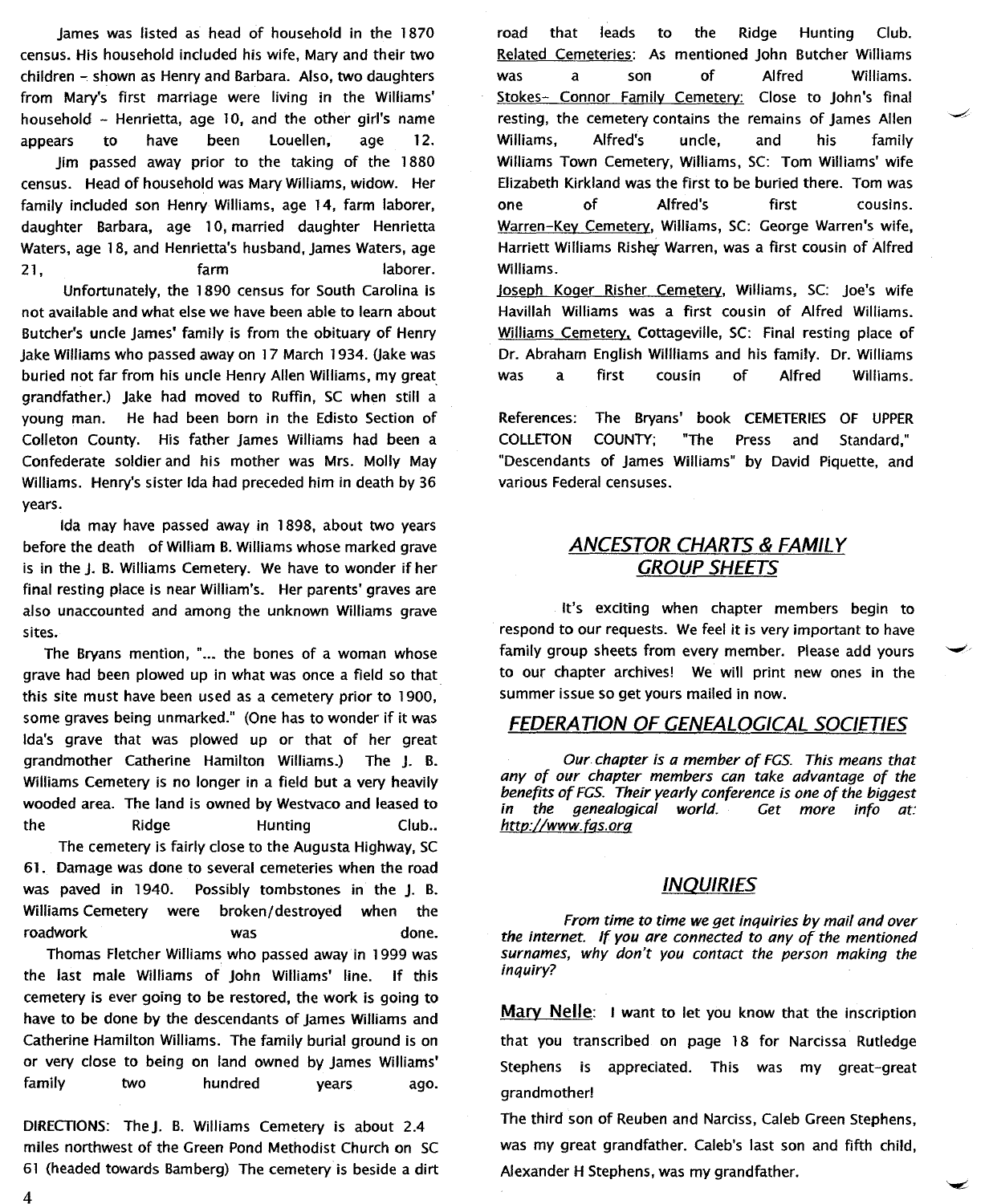James was listed as head of household in the 1870 census. His household included his wife, Mary and their two children – shown as Henry and Barbara. Also, two daughters from Mary's first marriage were living in the Williams' household – Henrietta, age 10, and the other girl's name appears to have been Louellen, age 12.

Jim passed away prior to the taking of the 1880 census. Head of household was Mary Williams, widow. Her family included son Henry Williams, age 14, farm laborer, daughter Barbara, age 10, married daughter Henrietta Waters, age 18, and Henrietta's husband, James Waters, age 21, farm laborer.

Unfortunately, the 1890 census for South Carolina is not available and what else we have been able to learn about Butcher's uncle James' family is from the obituary of Henry Jake Williams who passed away on 17 March 1934. (Jake was buried not far from his uncle Henry Allen Williams, my great grandfather.) Jake had moved to Ruffin, SC when still a young man. He had been born in the Edisto Section of Colleton County. His father James Williams had been a Confederate soldier and his mother was Mrs. Molly May Williams. Henry's sister Ida had preceded him in death by 36 years.

Ida may have passed away in 1898, about two years before the death of William B. Williams whose marked grave is in the J. B. Williams Cemetery. We have to wonder if her final resting place is near William's. Her parents' graves are also unaccounted and among the unknown Williams grave sites.

The Bryans mention, "... the bones of a woman whose grave had been plowed up in what was once a field so that this site must have been used as a cemetery prior to 1900, some graves being unmarked." (One has to wonder if it was Ida's grave that was plowed up or that of her great grandmother Catherine Hamilton Williams.) The J. B. Williams Cemetery is no longer in a field but a very heavily wooded area. The land is owned by Westvaco and leased to the Ridge Hunting Club..

The cemetery is fairly close to the Augusta Highway, SC 61. Damage was done to several cemeteries when the road was paved in 1940. Possibly tombstones in the J. B. Williams Cemetery were broken/destroyed when the roadwork was done.

Thomas Fletcher Williams who passed away in 1999 was the last male Williams of John Williams' line. If this cemetery is ever going to be restored, the work is going to have to be done by the descendants of James Williams and Catherine Hamilton Williams. The family burial ground is on or very close to being on land owned by James Williams' family two hundred years ago.

DIRECTIONS: The J. B. Williams Cemetery is about 2.4 miles northwest of the Green Pond Methodist Church on SC 61 (headed towards Bamberg) The cemetery is beside a dirt road that leads to the Ridge Hunting Club.

Related Cemeteries: As mentioned John Butcher Williams was a son of Alfred Williams.

Stokes– Connor Family Cemetery: Close to John's final resting, the cemetery contains the remains of James Allen Williams, Alfred's uncle, and his family

Williams Town Cemetery, Williams, SC: Tom Williams' wife Elizabeth Kirkland was the first to be buried there. Tom was one of Alfred's first cousins.

Warren-Key Cemetery, Williams, SC: George Warren's wife, Harriett Williams Risher Warren, was a first cousin of Alfred Williams.

Joseph Koger Risher Cemetery, Williams, SC: Joe's wife Havillah Williams was a first cousin of Alfred Williams.

Williams Cemetery, Cottageville, SC: Final resting place of Dr. Abraham English Willliams and his family. Dr. Williams was a first cousin of Alfred Williams.

References: The Bryans' book CEMETERIES OF UPPER COLLETON COUNTY; "The Press and Standard," "Descendants of James Williams" by David Piquette, and various Federal censuses.

## ANCESTOR CHARTS & FAMILY GROUP SHEETS

It's exciting when chapter members begin to respond to our requests. We feel it is very important to have family group sheets from every member. Please add yours to our chapter archives! We will print new ones in the summer issue so get yours mailed in now.

## FEDERATION OF GENEALOGICAL SOCIETIES

*Our chapter is a member of FGS. This means that any of our chapter members can take advantage of the benefits of FGS. Their yearly conference is one of the biggest in the genealogical world. Get more info at: http://www.fgs.org*

## INQUIRIES

*From time to time we get inquiries by mail and over the internet. If you are connected to any of the mentioned surnames, why don't you contact the person making the inquiry?*

**Mary Nelle**: I want to let you know that the inscription that you transcribed on page 18 for Narcissa Rutledge Stephens is appreciated. This was my great-great grandmother!

The third son of Reuben and Narciss, Caleb Green Stephens, was my great grandfather. Caleb's last son and fifth child, Alexander H Stephens, was my grandfather.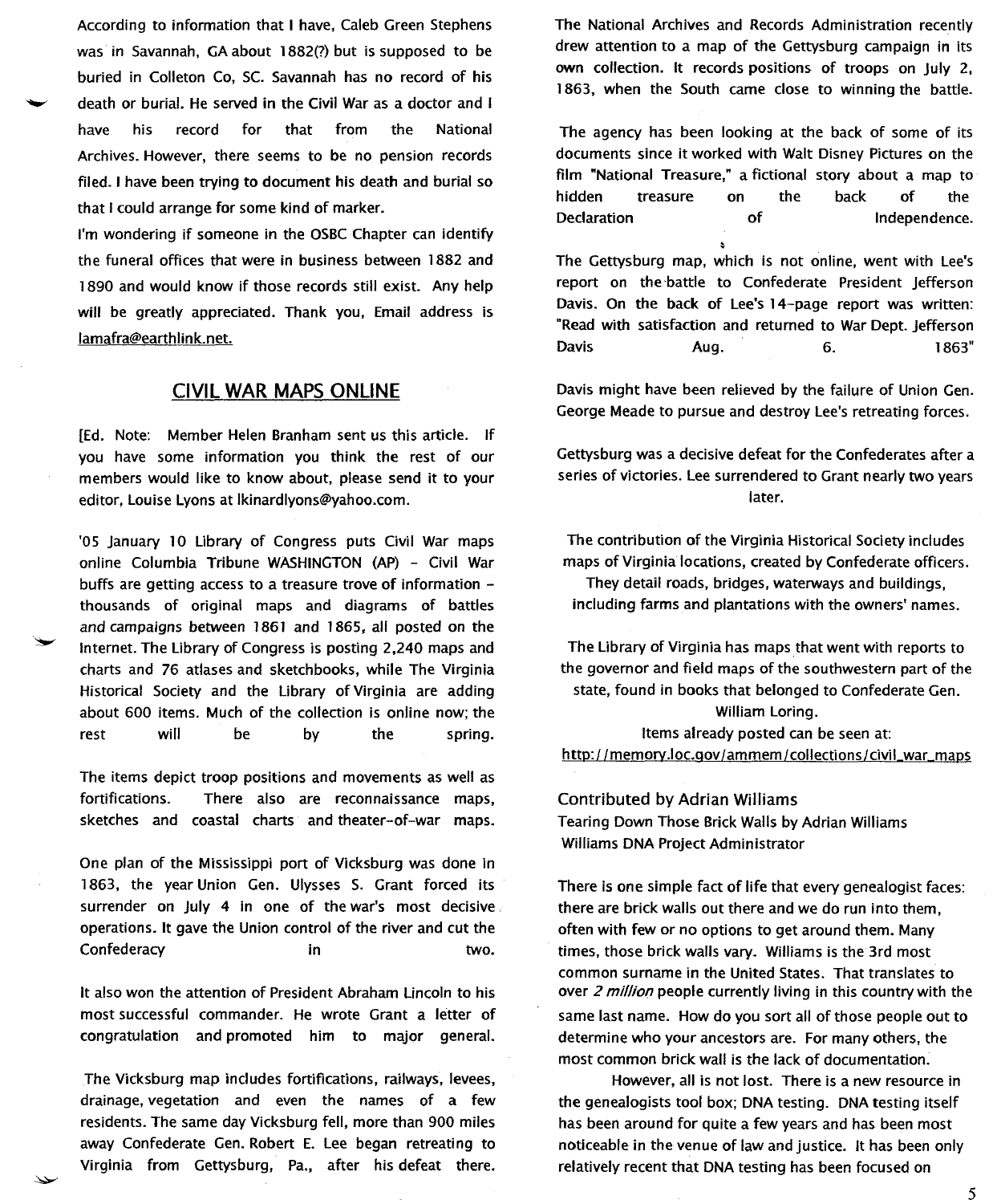According to information that I have, Caleb Green Stephens was in Savannah, GA about 1882(?) but is supposed to be buried in Colleton Co, SC. Savannah has no record of his death or burial. He served in the Civil War as a doctor and I have his record for that from the National Archives. However, there seems to be no pension records filed. I have been trying to document his death and burial so that I could arrange for some kind of marker.

I'm wondering if someone in the OSBC Chapter can identify the funeral offices that were in business between 1882 and 1890 and would know if those records still exist. Any help will be greatly appreciated. Thank you, Email address is lamafra@earthlink.net.

## CIVIL WAR MAPS ONLINE

[Ed. Note: Member Helen Branham sent us this article. If you have some information you think the rest of our members would like to know about, please send it to your editor, Louise Lyons at lkinardlyons@yahoo.com.

'05 January 10 Library of Congress puts Civil War maps online Columbia Tribune WASHINGTON (AP) - Civil War buffs are getting access to a treasure trove of information - thousands of original maps and diagrams of battles and campaigns between 1861 and 1865, all posted on the Internet. The Library of Congress is posting 2,240 maps and charts and 76 atlases and sketchbooks, while The Virginia Historical Society and the Library of Virginia are adding about 600 items. Much of the collection is online now; the rest will be by the spring.

The items depict troop positions and movements as well as fortifications. There also are reconnaissance maps, sketches and coastal charts and theater-of-war maps.

One plan of the Mississippi port of Vicksburg was done in 1863, the year Union Gen. Ulysses S. Grant forced its surrender on July 4 in one of the war's most decisive operations. It gave the Union control of the river and cut the Confederacy in two.

It also won the attention of President Abraham Lincoln to his most successful commander. He wrote Grant a letter of congratulation and promoted him to major general.

The Vicksburg map includes fortifications, railways, levees, drainage, vegetation and even the names of a few residents. The same day Vicksburg fell, more than 900 miles away Confederate Gen. Robert E. Lee began retreating to Virginia from Gettysburg, Pa., after his defeat there.

The National Archives and Records Administration recently drew attention to a map of the Gettysburg campaign in its own collection. It records positions of troops on July 2, 1863, when the South came close to winning the battle.

The agency has been looking at the back of some of its documents since it worked with Walt Disney Pictures on the film "National Treasure," a fictional story about a map to hidden treasure on the back of the Declaration of Independence.

The Gettysburg map, which is not online, went with Lee's report on the battle to Confederate President Jefferson Davis. On the back of Lee's 14-page report was written: "Read with satisfaction and returned to War Dept. Jefferson Davis Aug. 6. 1863"

Davis might have been relieved by the failure of Union Gen. George Meade to pursue and destroy Lee's retreating forces.

Gettysburg was a decisive defeat for the Confederates after a series of victories. Lee surrendered to Grant nearly two years later.

The contribution of the Virginia Historical Society includes maps of Virginia locations, created by Confederate officers. They detail roads, bridges, waterways and buildings, including farms and plantations with the owners' names.

The Library of Virginia has maps that went with reports to the governor and field maps of the southwestern part of the state, found in books that belonged to Confederate Gen. William Loring.

Items already posted can be seen at:
http://memory.loc.gov/ammem/collections/civil_war_maps

### Contributed by Adrian Williams

Tearing Down Those Brick Walls by Adrian Williams
Williams DNA Project Administrator

There is one simple fact of life that every genealogist faces: there are brick walls out there and we do run into them, often with few or no options to get around them. Many times, those brick walls vary. Williams is the 3rd most common surname in the United States. That translates to over *2 million* people currently living in this country with the same last name. How do you sort all of those people out to determine who your ancestors are. For many others, the most common brick wall is the lack of documentation.

However, all is not lost. There is a new resource in the genealogists tool box; DNA testing. DNA testing itself has been around for quite a few years and has been most noticeable in the venue of law and justice. It has been only relatively recent that DNA testing has been focused on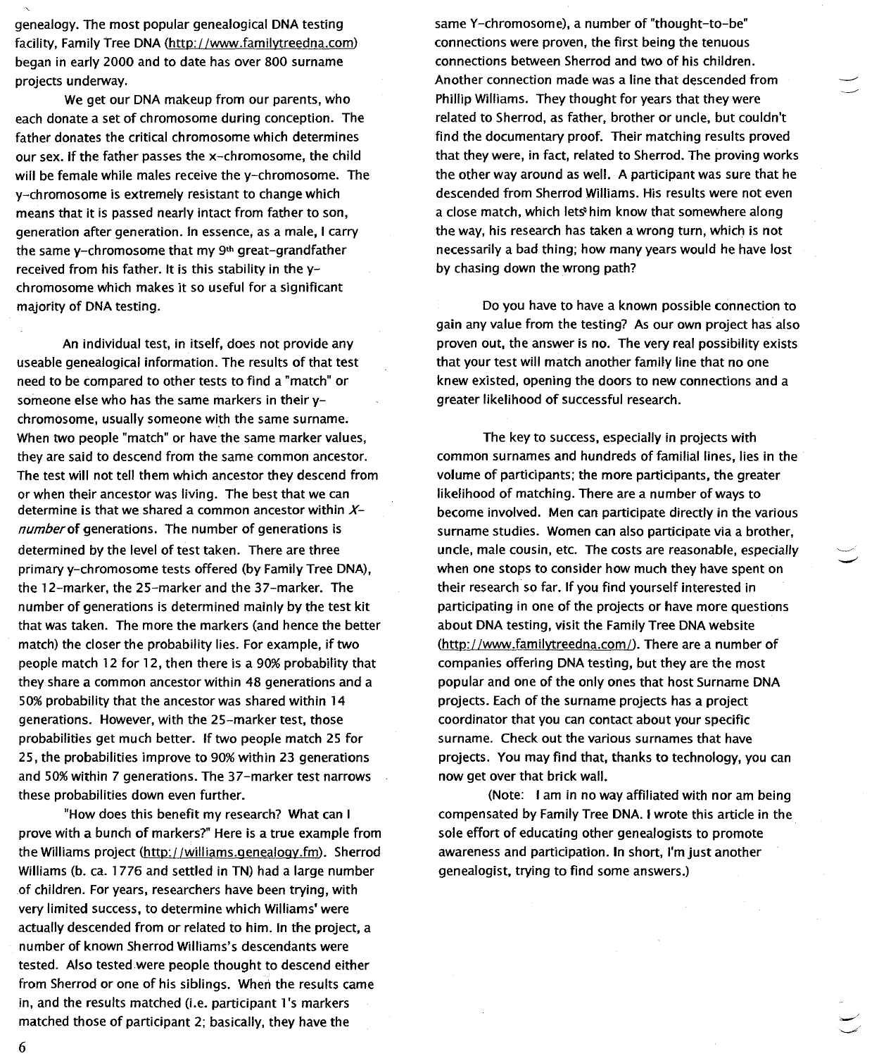genealogy. The most popular genealogical DNA testing facility, Family Tree DNA (http://www.familytreedna.com) began in early 2000 and to date has over 800 surname projects underway.

We get our DNA makeup from our parents, who each donate a set of chromosome during conception. The father donates the critical chromosome which determines our sex. If the father passes the x-chromosome, the child will be female while males receive the y-chromosome. The y-chromosome is extremely resistant to change which means that it is passed nearly intact from father to son, generation after generation. In essence, as a male, I carry the same y-chromosome that my 9th great-grandfather received from his father. It is this stability in the y-chromosome which makes it so useful for a significant majority of DNA testing.

An individual test, in itself, does not provide any useable genealogical information. The results of that test need to be compared to other tests to find a "match" or someone else who has the same markers in their y-chromosome, usually someone with the same surname. When two people "match" or have the same marker values, they are said to descend from the same common ancestor. The test will not tell them which ancestor they descend from or when their ancestor was living. The best that we can determine is that we shared a common ancestor within *X-number* of generations. The number of generations is determined by the level of test taken. There are three primary y-chromosome tests offered (by Family Tree DNA), the 12-marker, the 25-marker and the 37-marker. The number of generations is determined mainly by the test kit that was taken. The more the markers (and hence the better match) the closer the probability lies. For example, if two people match 12 for 12, then there is a 90% probability that they share a common ancestor within 48 generations and a 50% probability that the ancestor was shared within 14 generations. However, with the 25-marker test, those probabilities get much better. If two people match 25 for 25, the probabilities improve to 90% within 23 generations and 50% within 7 generations. The 37-marker test narrows these probabilities down even further.

"How does this benefit my research? What can I prove with a bunch of markers?" Here is a true example from the Williams project (http://williams.genealogy.fm). Sherrod Williams (b. ca. 1776 and settled in TN) had a large number of children. For years, researchers have been trying, with very limited success, to determine which Williams' were actually descended from or related to him. In the project, a number of known Sherrod Williams's descendants were tested. Also tested were people thought to descend either from Sherrod or one of his siblings. When the results came in, and the results matched (i.e. participant 1's markers matched those of participant 2; basically, they have the same Y-chromosome), a number of "thought-to-be" connections were proven, the first being the tenuous connections between Sherrod and two of his children. Another connection made was a line that descended from Phillip Williams. They thought for years that they were related to Sherrod, as father, brother or uncle, but couldn't find the documentary proof. Their matching results proved that they were, in fact, related to Sherrod. The proving works the other way around as well. A participant was sure that he descended from Sherrod Williams. His results were not even a close match, which lets him know that somewhere along the way, his research has taken a wrong turn, which is not necessarily a bad thing; how many years would he have lost by chasing down the wrong path?

Do you have to have a known possible connection to gain any value from the testing? As our own project has also proven out, the answer is no. The very real possibility exists that your test will match another family line that no one knew existed, opening the doors to new connections and a greater likelihood of successful research.

The key to success, especially in projects with common surnames and hundreds of familial lines, lies in the volume of participants; the more participants, the greater likelihood of matching. There are a number of ways to become involved. Men can participate directly in the various surname studies. Women can also participate via a brother, uncle, male cousin, etc. The costs are reasonable, especially when one stops to consider how much they have spent on their research so far. If you find yourself interested in participating in one of the projects or have more questions about DNA testing, visit the Family Tree DNA website (http://www.familytreedna.com/). There are a number of companies offering DNA testing, but they are the most popular and one of the only ones that host Surname DNA projects. Each of the surname projects has a project coordinator that you can contact about your specific surname. Check out the various surnames that have projects. You may find that, thanks to technology, you can now get over that brick wall.

(Note: I am in no way affiliated with nor am being compensated by Family Tree DNA. I wrote this article in the sole effort of educating other genealogists to promote awareness and participation. In short, I'm just another genealogist, trying to find some answers.)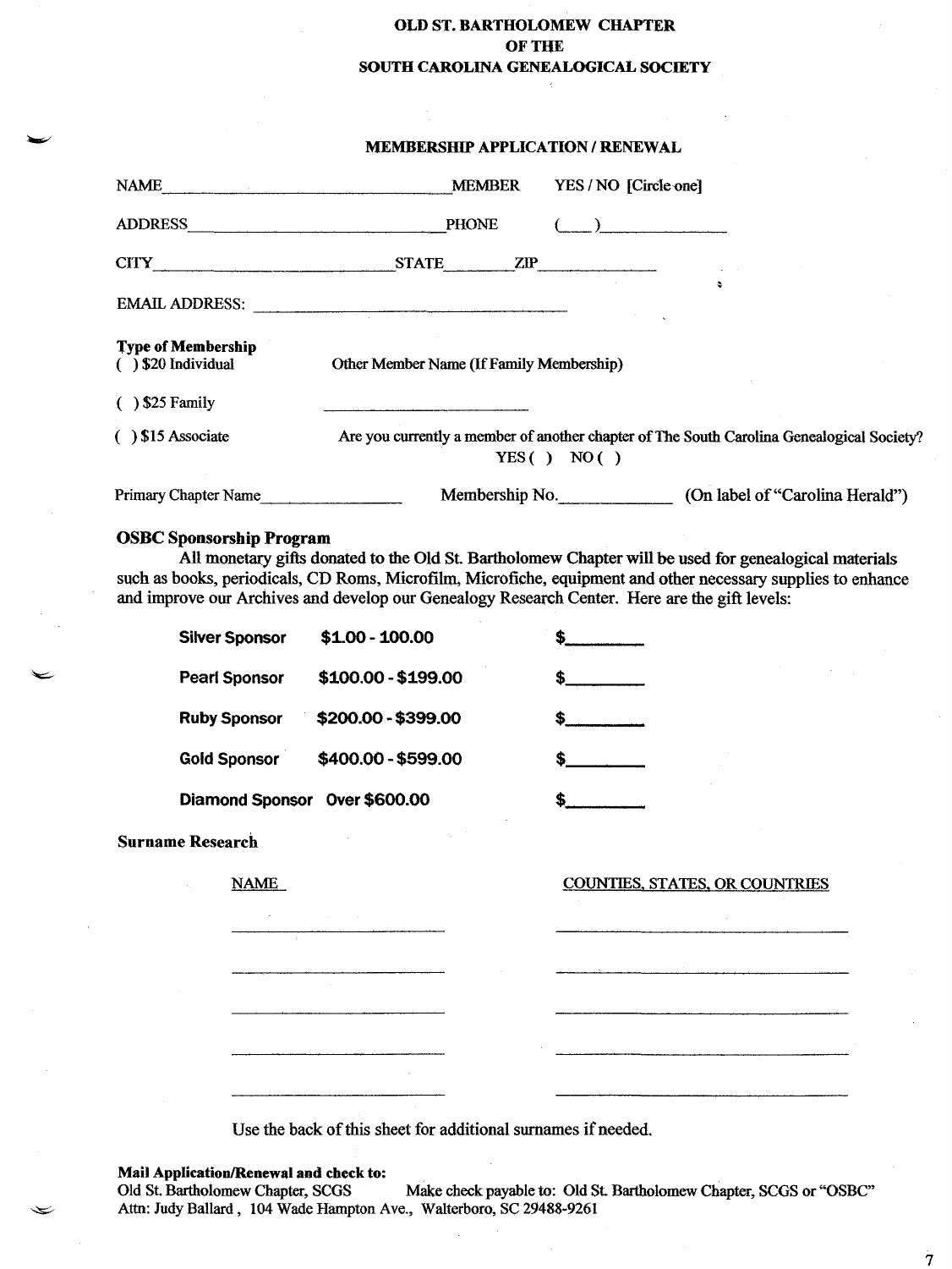# OLD ST. BARTHOLOMEW CHAPTER
# OF THE
# SOUTH CAROLINA GENEALOGICAL SOCIETY

## MEMBERSHIP APPLICATION / RENEWAL

NAME\_\_\_\_\_\_\_\_\_\_\_\_\_\_\_\_\_\_\_\_\_\_\_\_\_\_\_\_\_\_\_\_\_\_MEMBER YES / NO [Circle one]

ADDRESS\_\_\_\_\_\_\_\_\_\_\_\_\_\_\_\_\_\_\_\_\_\_\_\_\_\_\_\_\_\_PHONE (\_\_\_)\_\_\_\_\_\_\_\_\_\_\_\_\_\_

CITY\_\_\_\_\_\_\_\_\_\_\_\_\_\_\_\_\_\_\_\_\_\_\_\_\_\_\_\_\_\_STATE\_\_\_\_\_\_\_\_ZIP\_\_\_\_\_\_\_\_\_\_\_\_\_\_

EMAIL ADDRESS: \_\_\_\_\_\_\_\_\_\_\_\_\_\_\_\_\_\_\_\_\_\_\_\_\_\_\_\_\_\_\_\_\_\_\_\_\_\_\_\_

**Type of Membership**

( ) $20 Individual

( ) $25 Family

( ) $15 Associate

Other Member Name (If Family Membership) \_\_\_\_\_\_\_\_\_\_\_\_\_\_\_\_\_\_\_\_\_\_\_\_\_\_

Are you currently a member of another chapter of The South Carolina Genealogical Society?
YES ( ) NO ( )

Primary Chapter Name\_\_\_\_\_\_\_\_\_\_\_\_\_\_\_\_\_ Membership No.\_\_\_\_\_\_\_\_\_\_\_\_\_ (On label of "Carolina Herald")

### OSBC Sponsorship Program

All monetary gifts donated to the Old St. Bartholomew Chapter will be used for genealogical materials such as books, periodicals, CD Roms, Microfilm, Microfiche, equipment and other necessary supplies to enhance and improve our Archives and develop our Genealogy Research Center. Here are the gift levels:

| Sponsor | Level | Amount |
|---|---|---|
| **Silver Sponsor** | **$1.00 - 100.00** | $\_\_\_\_\_\_\_\_ |
| **Pearl Sponsor** | **$100.00 - $199.00** | $\_\_\_\_\_\_\_\_ |
| **Ruby Sponsor** | **$200.00 - $399.00** | $\_\_\_\_\_\_\_\_ |
| **Gold Sponsor** | **$400.00 - $599.00** | $\_\_\_\_\_\_\_\_ |
| **Diamond Sponsor** | **Over $600.00** | $\_\_\_\_\_\_\_\_ |

### Surname Research

| NAME | COUNTIES, STATES, OR COUNTRIES |
|---|---|
| | |
| | |
| | |
| | |
| | |

Use the back of this sheet for additional surnames if needed.

**Mail Application/Renewal and check to:**
Old St. Bartholomew Chapter, SCGS    Make check payable to: Old St. Bartholomew Chapter, SCGS or "OSBC"
Attn: Judy Ballard , 104 Wade Hampton Ave., Walterboro, SC 29488-9261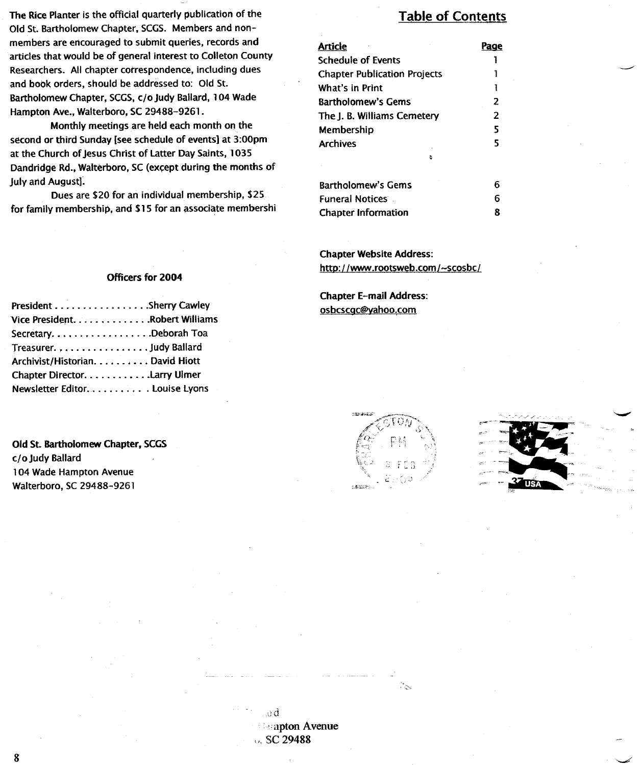The Rice Planter is the official quarterly publication of the Old St. Bartholomew Chapter, SCGS. Members and non-members are encouraged to submit queries, records and articles that would be of general interest to Colleton County Researchers. All chapter correspondence, including dues and book orders, should be addressed to: Old St. Bartholomew Chapter, SCGS, c/o Judy Ballard, 104 Wade Hampton Ave., Walterboro, SC 29488-9261.

Monthly meetings are held each month on the second or third Sunday [see schedule of events] at 3:00pm at the Church of Jesus Christ of Latter Day Saints, 1035 Dandridge Rd., Walterboro, SC (except during the months of July and August].

Dues are $20 for an individual membership, $25 for family membership, and $15 for an associate membershi

**Officers for 2004**

President . . . . . . . . . . . . . . . . .Sherry Cawley
Vice President. . . . . . . . . . . . . .Robert Williams
Secretary. . . . . . . . . . . . . . . . . .Deborah Toa
Treasurer. . . . . . . . . . . . . . . . . Judy Ballard
Archivist/Historian. . . . . . . . . . David Hiott
Chapter Director. . . . . . . . . . . .Larry Ulmer
Newsletter Editor. . . . . . . . . . . Louise Lyons

**Old St. Bartholomew Chapter, SCGS**
c/o Judy Ballard
104 Wade Hampton Avenue
Walterboro, SC 29488-9261

## Table of Contents

| Article | Page |
|---|---|
| Schedule of Events | 1 |
| Chapter Publication Projects | 1 |
| What's in Print | 1 |
| Bartholomew's Gems | 2 |
| The J. B. Williams Cemetery | 2 |
| Membership | 5 |
| Archives | 5 |
| Bartholomew's Gems | 6 |
| Funeral Notices | 6 |
| Chapter Information | 8 |

**Chapter Website Address:**
http://www.rootsweb.com/~scosbc/

**Chapter E-mail Address:**
osbcscgc@yahoo.com

..d
..apton Avenue
.., SC 29488